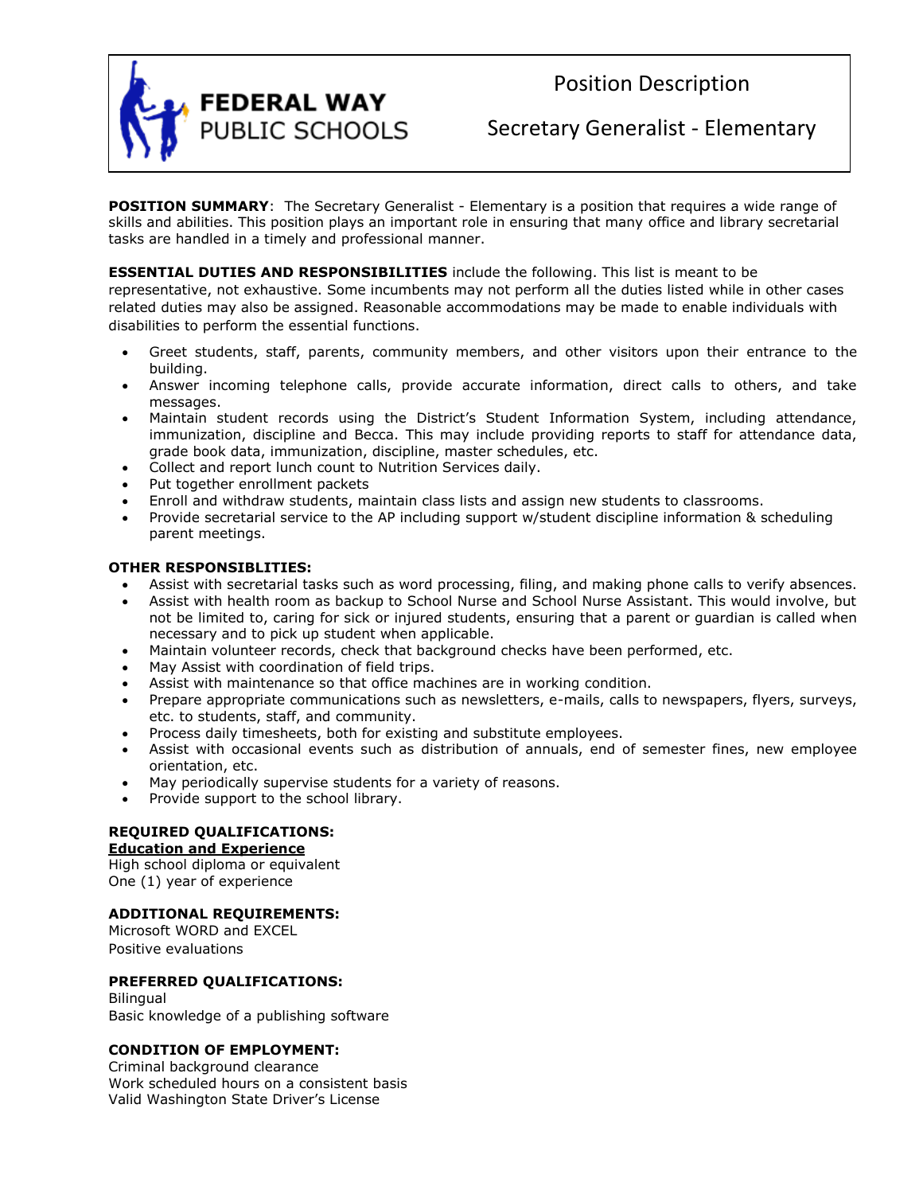**FEDERAL WAY PUBLIC SCHOOLS**

# Position Description

## Secretary Generalist - Elementary

**POSITION SUMMARY**: The Secretary Generalist - Elementary is a position that requires a wide range of skills and abilities. This position plays an important role in ensuring that many office and library secretarial tasks are handled in a timely and professional manner.

**ESSENTIAL DUTIES AND RESPONSIBILITIES** include the following. This list is meant to be representative, not exhaustive. Some incumbents may not perform all the duties listed while in other cases related duties may also be assigned. Reasonable accommodations may be made to enable individuals with disabilities to perform the essential functions.

- Greet students, staff, parents, community members, and other visitors upon their entrance to the building.
- Answer incoming telephone calls, provide accurate information, direct calls to others, and take messages.
- Maintain student records using the District's Student Information System, including attendance, immunization, discipline and Becca. This may include providing reports to staff for attendance data, grade book data, immunization, discipline, master schedules, etc.
- Collect and report lunch count to Nutrition Services daily.
- Put together enrollment packets
- Enroll and withdraw students, maintain class lists and assign new students to classrooms.
- Provide secretarial service to the AP including support w/student discipline information & scheduling parent meetings.

**OTHER RESPONSIBLITIES:**

- Assist with secretarial tasks such as word processing, filing, and making phone calls to verify absences.
- Assist with health room as backup to School Nurse and School Nurse Assistant. This would involve, but not be limited to, caring for sick or injured students, ensuring that a parent or guardian is called when necessary and to pick up student when applicable.
- Maintain volunteer records, check that background checks have been performed, etc.
- May Assist with coordination of field trips.
- Assist with maintenance so that office machines are in working condition.
- Prepare appropriate communications such as newsletters, e-mails, calls to newspapers, flyers, surveys, etc. to students, staff, and community.
- Process daily timesheets, both for existing and substitute employees.
- Assist with occasional events such as distribution of annuals, end of semester fines, new employee orientation, etc.
- May periodically supervise students for a variety of reasons.
- Provide support to the school library.

**REQUIRED QUALIFICATIONS:**

**Education and Experience**

High school diploma or equivalent
One (1) year of experience

**ADDITIONAL REQUIREMENTS:**

Microsoft WORD and EXCEL
Positive evaluations

**PREFERRED QUALIFICATIONS:**

Bilingual
Basic knowledge of a publishing software

**CONDITION OF EMPLOYMENT:**

Criminal background clearance
Work scheduled hours on a consistent basis
Valid Washington State Driver's License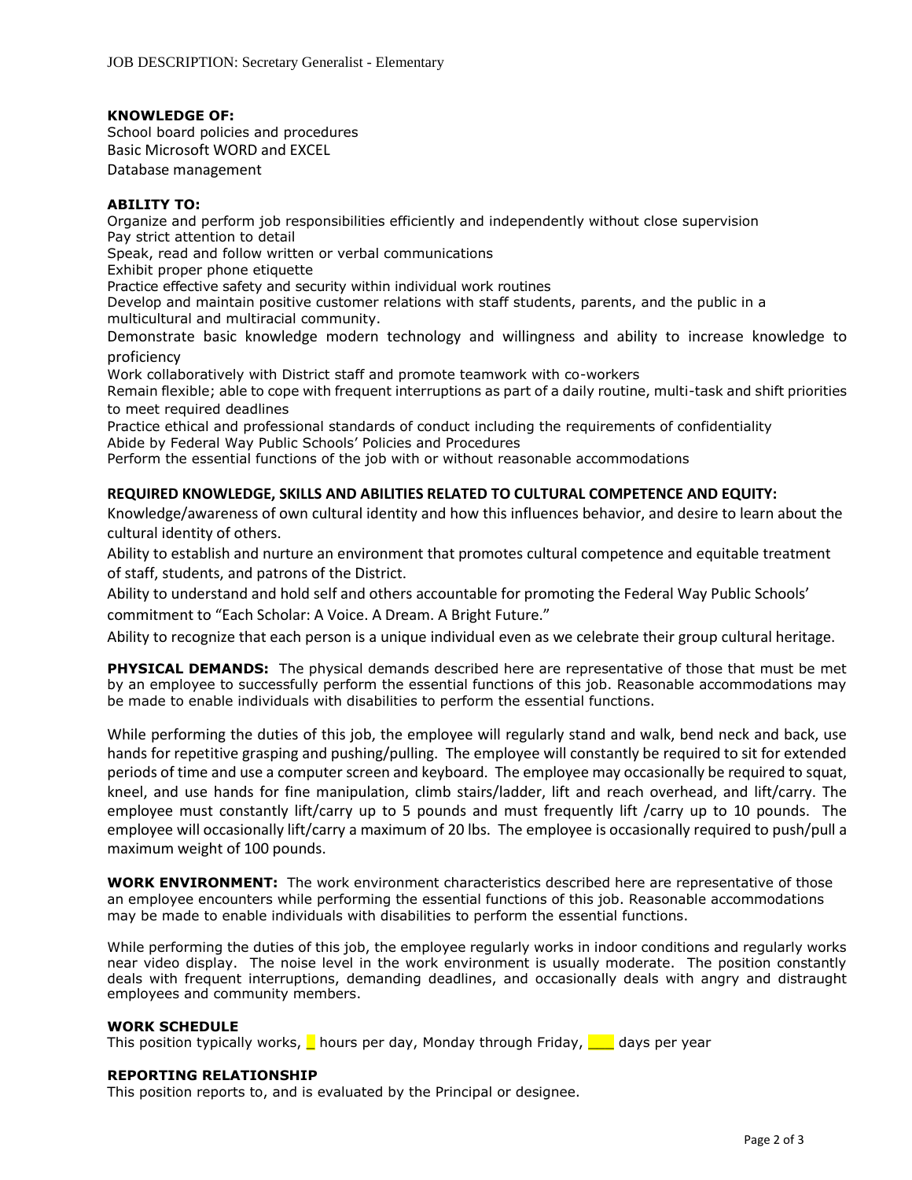**KNOWLEDGE OF:**

School board policies and procedures
Basic Microsoft WORD and EXCEL
Database management

**ABILITY TO:**

Organize and perform job responsibilities efficiently and independently without close supervision
Pay strict attention to detail
Speak, read and follow written or verbal communications
Exhibit proper phone etiquette
Practice effective safety and security within individual work routines
Develop and maintain positive customer relations with staff students, parents, and the public in a multicultural and multiracial community.
Demonstrate basic knowledge modern technology and willingness and ability to increase knowledge to proficiency
Work collaboratively with District staff and promote teamwork with co-workers
Remain flexible; able to cope with frequent interruptions as part of a daily routine, multi-task and shift priorities to meet required deadlines
Practice ethical and professional standards of conduct including the requirements of confidentiality
Abide by Federal Way Public Schools' Policies and Procedures
Perform the essential functions of the job with or without reasonable accommodations

**REQUIRED KNOWLEDGE, SKILLS AND ABILITIES RELATED TO CULTURAL COMPETENCE AND EQUITY:**

Knowledge/awareness of own cultural identity and how this influences behavior, and desire to learn about the cultural identity of others.

Ability to establish and nurture an environment that promotes cultural competence and equitable treatment of staff, students, and patrons of the District.

Ability to understand and hold self and others accountable for promoting the Federal Way Public Schools' commitment to "Each Scholar: A Voice. A Dream. A Bright Future."

Ability to recognize that each person is a unique individual even as we celebrate their group cultural heritage.

**PHYSICAL DEMANDS:** The physical demands described here are representative of those that must be met by an employee to successfully perform the essential functions of this job. Reasonable accommodations may be made to enable individuals with disabilities to perform the essential functions.

While performing the duties of this job, the employee will regularly stand and walk, bend neck and back, use hands for repetitive grasping and pushing/pulling. The employee will constantly be required to sit for extended periods of time and use a computer screen and keyboard. The employee may occasionally be required to squat, kneel, and use hands for fine manipulation, climb stairs/ladder, lift and reach overhead, and lift/carry. The employee must constantly lift/carry up to 5 pounds and must frequently lift /carry up to 10 pounds. The employee will occasionally lift/carry a maximum of 20 lbs. The employee is occasionally required to push/pull a maximum weight of 100 pounds.

**WORK ENVIRONMENT:** The work environment characteristics described here are representative of those an employee encounters while performing the essential functions of this job. Reasonable accommodations may be made to enable individuals with disabilities to perform the essential functions.

While performing the duties of this job, the employee regularly works in indoor conditions and regularly works near video display. The noise level in the work environment is usually moderate. The position constantly deals with frequent interruptions, demanding deadlines, and occasionally deals with angry and distraught employees and community members.

**WORK SCHEDULE**

This position typically works, _ hours per day, Monday through Friday, ___ days per year

**REPORTING RELATIONSHIP**

This position reports to, and is evaluated by the Principal or designee.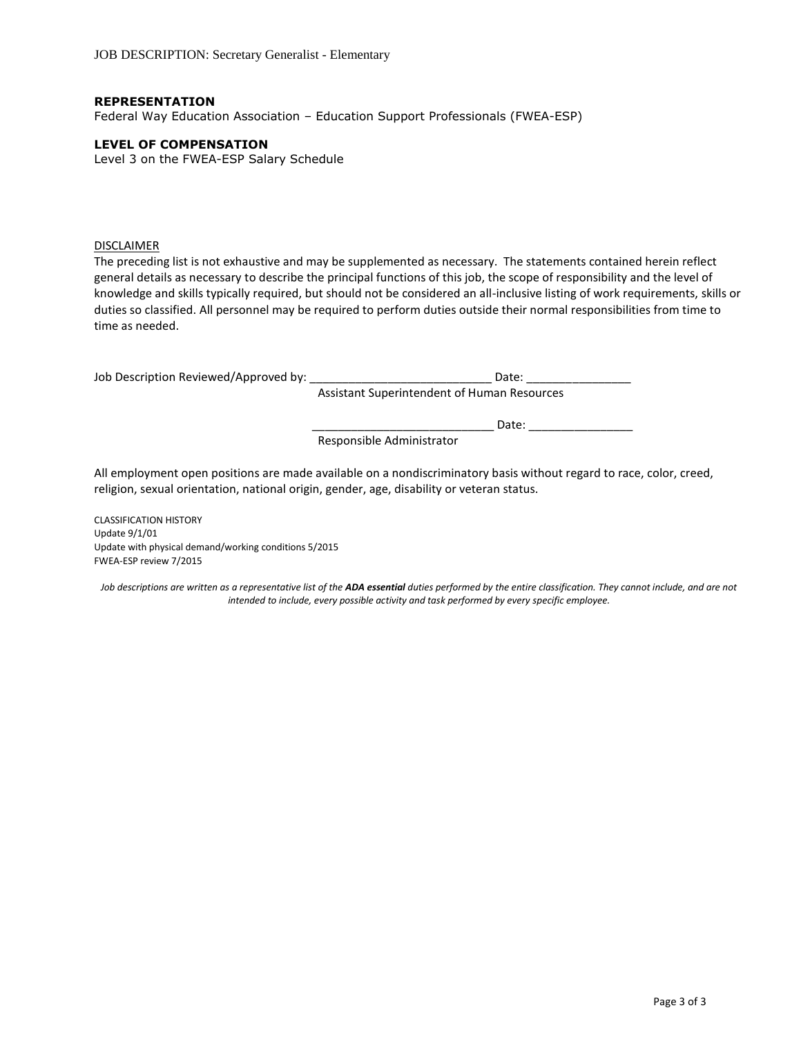**REPRESENTATION**
Federal Way Education Association – Education Support Professionals (FWEA-ESP)

**LEVEL OF COMPENSATION**
Level 3 on the FWEA-ESP Salary Schedule

DISCLAIMER
The preceding list is not exhaustive and may be supplemented as necessary. The statements contained herein reflect general details as necessary to describe the principal functions of this job, the scope of responsibility and the level of knowledge and skills typically required, but should not be considered an all-inclusive listing of work requirements, skills or duties so classified. All personnel may be required to perform duties outside their normal responsibilities from time to time as needed.

Job Description Reviewed/Approved by: ___________________________ Date: ________________
Assistant Superintendent of Human Resources

___________________________ Date: ________________
Responsible Administrator

All employment open positions are made available on a nondiscriminatory basis without regard to race, color, creed, religion, sexual orientation, national origin, gender, age, disability or veteran status.

CLASSIFICATION HISTORY
Update 9/1/01
Update with physical demand/working conditions 5/2015
FWEA-ESP review 7/2015

*Job descriptions are written as a representative list of the **ADA essential** duties performed by the entire classification. They cannot include, and are not intended to include, every possible activity and task performed by every specific employee.*